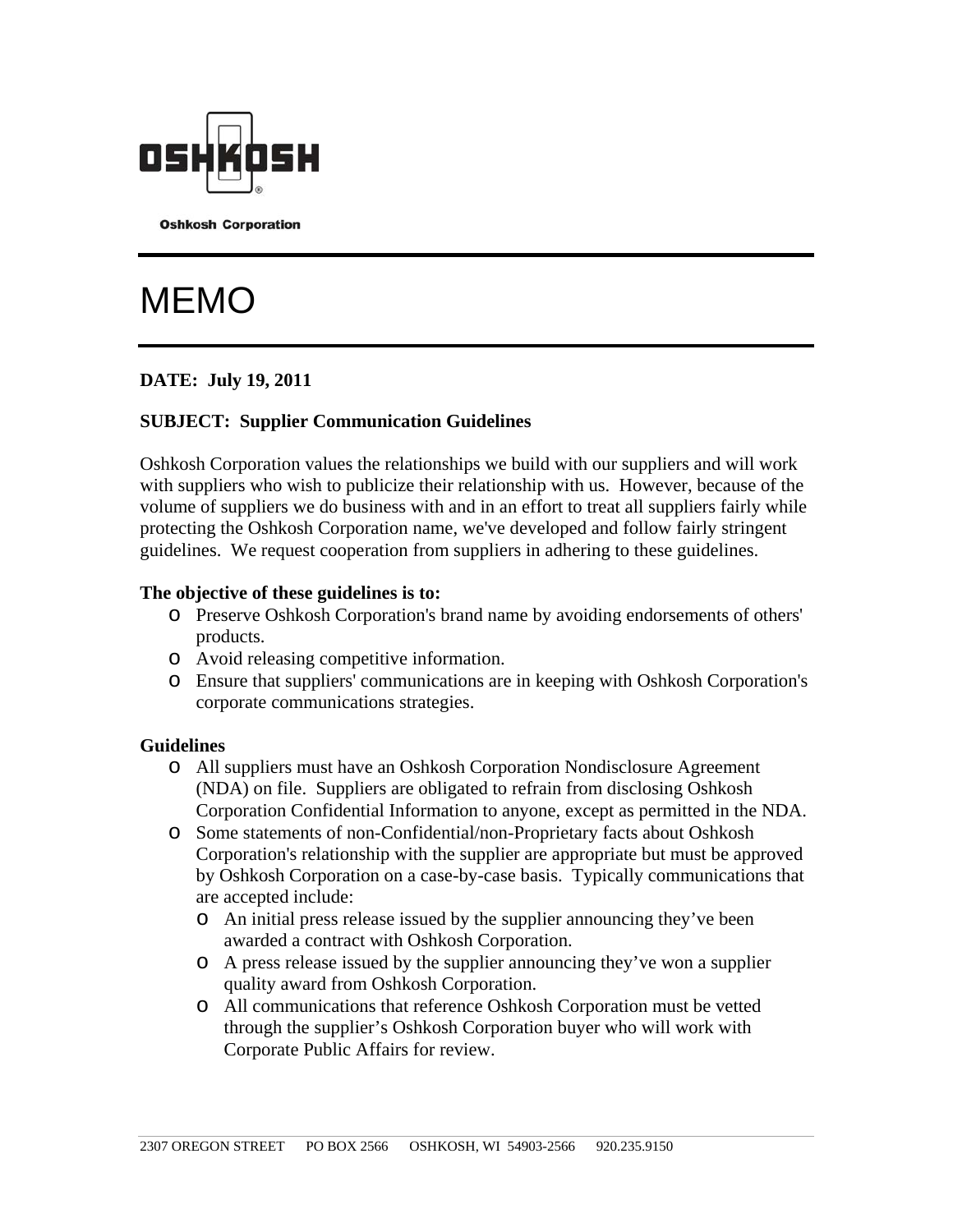**Oshkosh Corporation**

# MEMO

**DATE: July 19, 2011**

**SUBJECT: Supplier Communication Guidelines**

Oshkosh Corporation values the relationships we build with our suppliers and will work with suppliers who wish to publicize their relationship with us. However, because of the volume of suppliers we do business with and in an effort to treat all suppliers fairly while protecting the Oshkosh Corporation name, we've developed and follow fairly stringent guidelines. We request cooperation from suppliers in adhering to these guidelines.

**The objective of these guidelines is to:**

- Preserve Oshkosh Corporation's brand name by avoiding endorsements of others' products.
- Avoid releasing competitive information.
- Ensure that suppliers' communications are in keeping with Oshkosh Corporation's corporate communications strategies.

**Guidelines**

- All suppliers must have an Oshkosh Corporation Nondisclosure Agreement (NDA) on file. Suppliers are obligated to refrain from disclosing Oshkosh Corporation Confidential Information to anyone, except as permitted in the NDA.
- Some statements of non-Confidential/non-Proprietary facts about Oshkosh Corporation's relationship with the supplier are appropriate but must be approved by Oshkosh Corporation on a case-by-case basis. Typically communications that are accepted include:
  - An initial press release issued by the supplier announcing they've been awarded a contract with Oshkosh Corporation.
  - A press release issued by the supplier announcing they've won a supplier quality award from Oshkosh Corporation.
  - All communications that reference Oshkosh Corporation must be vetted through the supplier's Oshkosh Corporation buyer who will work with Corporate Public Affairs for review.

2307 OREGON STREET PO BOX 2566 OSHKOSH, WI 54903-2566 920.235.9150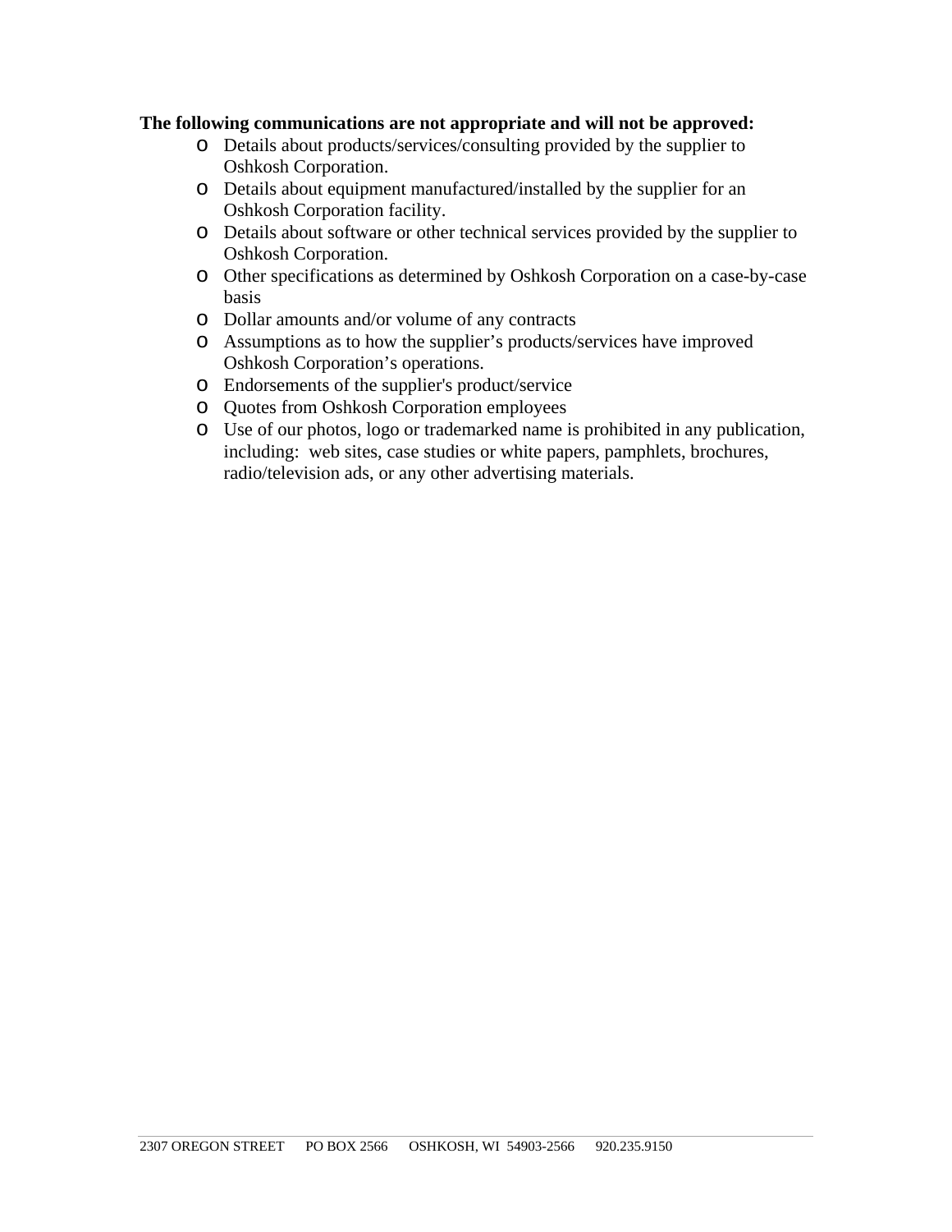**The following communications are not appropriate and will not be approved:**

- Details about products/services/consulting provided by the supplier to Oshkosh Corporation.
- Details about equipment manufactured/installed by the supplier for an Oshkosh Corporation facility.
- Details about software or other technical services provided by the supplier to Oshkosh Corporation.
- Other specifications as determined by Oshkosh Corporation on a case-by-case basis
- Dollar amounts and/or volume of any contracts
- Assumptions as to how the supplier's products/services have improved Oshkosh Corporation's operations.
- Endorsements of the supplier's product/service
- Quotes from Oshkosh Corporation employees
- Use of our photos, logo or trademarked name is prohibited in any publication, including: web sites, case studies or white papers, pamphlets, brochures, radio/television ads, or any other advertising materials.